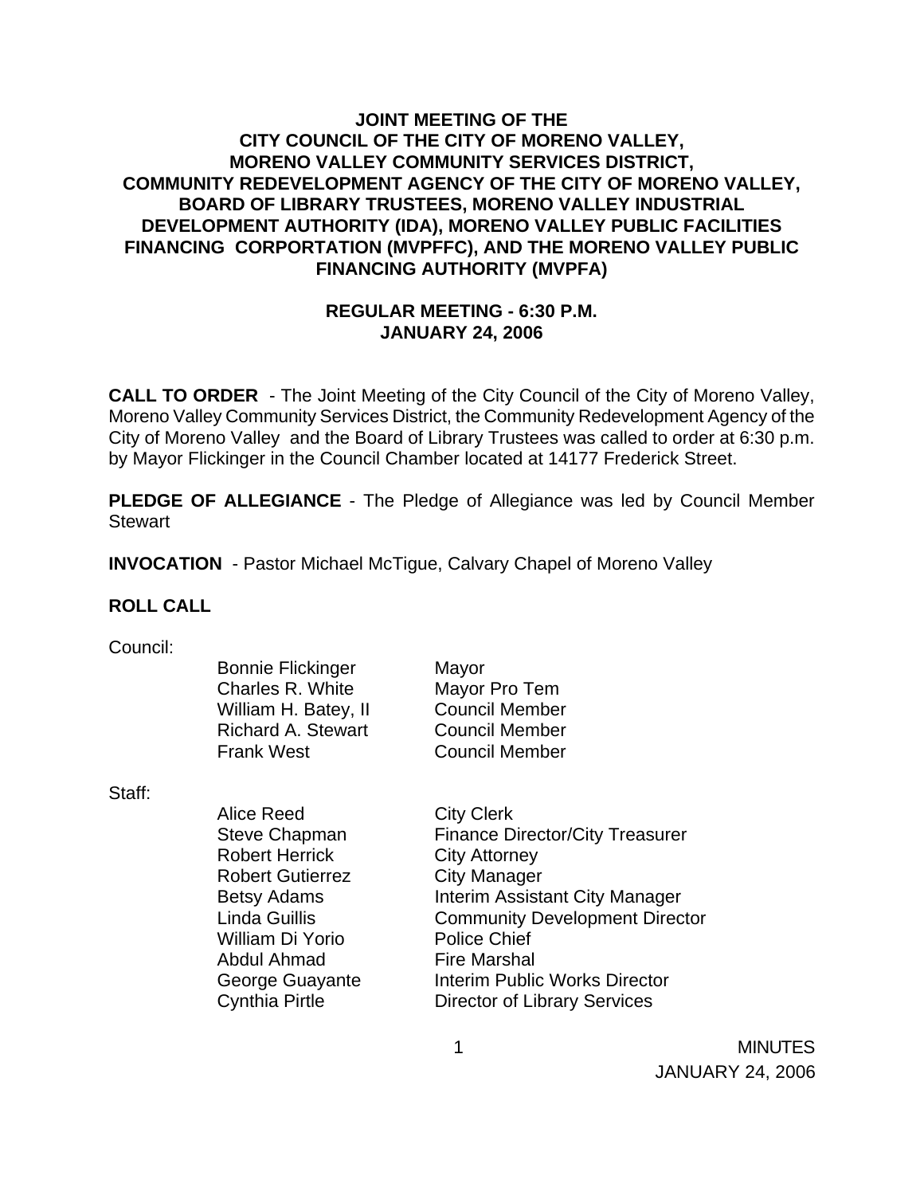# JOINT MEETING OF THE CITY COUNCIL OF THE CITY OF MORENO VALLEY, MORENO VALLEY COMMUNITY SERVICES DISTRICT, COMMUNITY REDEVELOPMENT AGENCY OF THE CITY OF MORENO VALLEY, BOARD OF LIBRARY TRUSTEES, MORENO VALLEY INDUSTRIAL DEVELOPMENT AUTHORITY (IDA), MORENO VALLEY PUBLIC FACILITIES FINANCING CORPORATION (MVPFFC), AND THE MORENO VALLEY PUBLIC FINANCING AUTHORITY (MVPFA)

## REGULAR MEETING - 6:30 P.M.
## JANUARY 24, 2006

**CALL TO ORDER** - The Joint Meeting of the City Council of the City of Moreno Valley, Moreno Valley Community Services District, the Community Redevelopment Agency of the City of Moreno Valley and the Board of Library Trustees was called to order at 6:30 p.m. by Mayor Flickinger in the Council Chamber located at 14177 Frederick Street.

**PLEDGE OF ALLEGIANCE** - The Pledge of Allegiance was led by Council Member Stewart

**INVOCATION** - Pastor Michael McTigue, Calvary Chapel of Moreno Valley

**ROLL CALL**

Council:

| | |
|---|---|
| Bonnie Flickinger | Mayor |
| Charles R. White | Mayor Pro Tem |
| William H. Batey, II | Council Member |
| Richard A. Stewart | Council Member |
| Frank West | Council Member |

Staff:

| | |
|---|---|
| Alice Reed | City Clerk |
| Steve Chapman | Finance Director/City Treasurer |
| Robert Herrick | City Attorney |
| Robert Gutierrez | City Manager |
| Betsy Adams | Interim Assistant City Manager |
| Linda Guillis | Community Development Director |
| William Di Yorio | Police Chief |
| Abdul Ahmad | Fire Marshal |
| George Guayante | Interim Public Works Director |
| Cynthia Pirtle | Director of Library Services |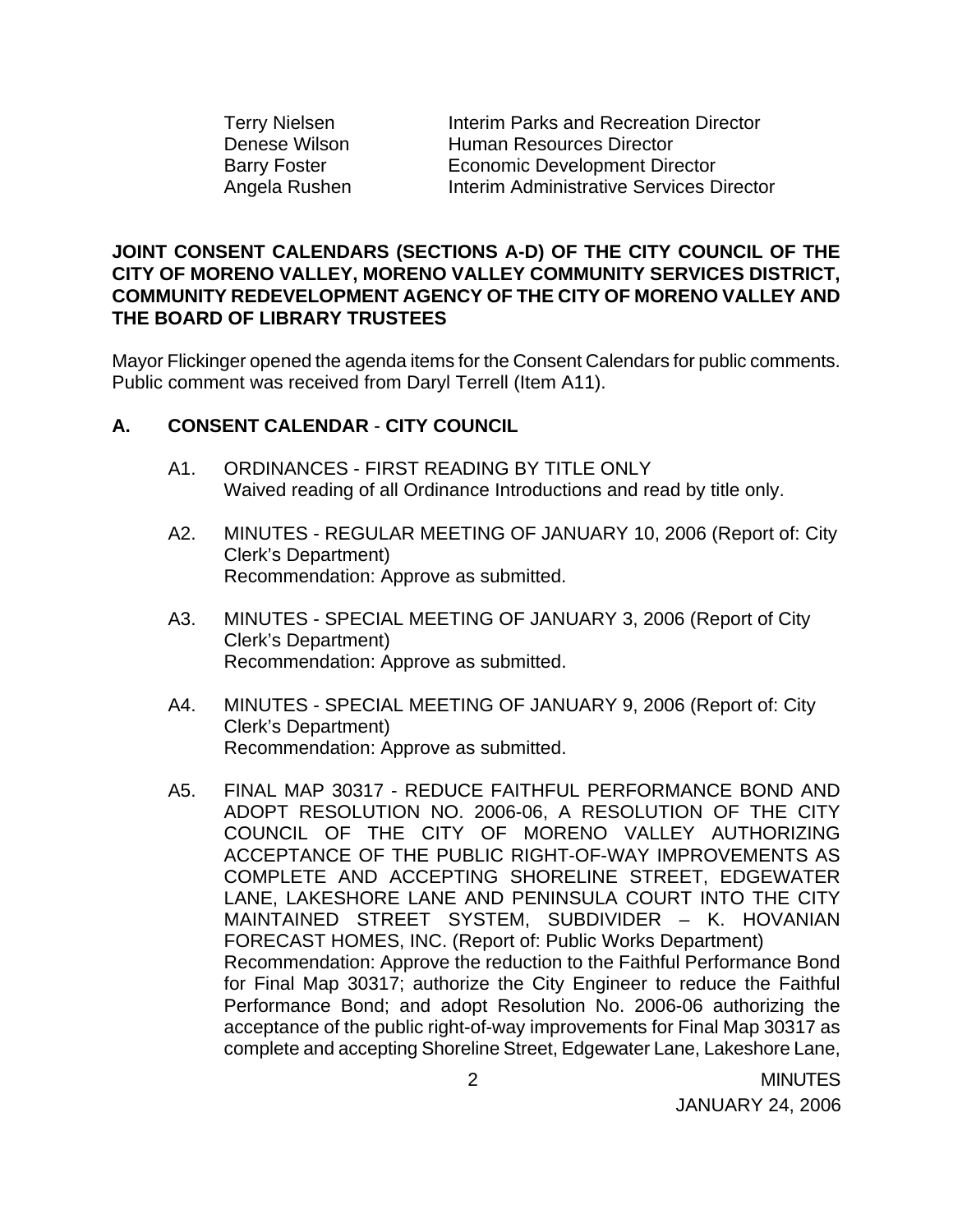| | |
|---|---|
| Terry Nielsen | Interim Parks and Recreation Director |
| Denese Wilson | Human Resources Director |
| Barry Foster | Economic Development Director |
| Angela Rushen | Interim Administrative Services Director |

**JOINT CONSENT CALENDARS (SECTIONS A-D) OF THE CITY COUNCIL OF THE CITY OF MORENO VALLEY, MORENO VALLEY COMMUNITY SERVICES DISTRICT, COMMUNITY REDEVELOPMENT AGENCY OF THE CITY OF MORENO VALLEY AND THE BOARD OF LIBRARY TRUSTEES**

Mayor Flickinger opened the agenda items for the Consent Calendars for public comments. Public comment was received from Daryl Terrell (Item A11).

**A. CONSENT CALENDAR - CITY COUNCIL**

A1. ORDINANCES - FIRST READING BY TITLE ONLY
Waived reading of all Ordinance Introductions and read by title only.

A2. MINUTES - REGULAR MEETING OF JANUARY 10, 2006 (Report of: City Clerk's Department)
Recommendation: Approve as submitted.

A3. MINUTES - SPECIAL MEETING OF JANUARY 3, 2006 (Report of City Clerk's Department)
Recommendation: Approve as submitted.

A4. MINUTES - SPECIAL MEETING OF JANUARY 9, 2006 (Report of: City Clerk's Department)
Recommendation: Approve as submitted.

A5. FINAL MAP 30317 - REDUCE FAITHFUL PERFORMANCE BOND AND ADOPT RESOLUTION NO. 2006-06, A RESOLUTION OF THE CITY COUNCIL OF THE CITY OF MORENO VALLEY AUTHORIZING ACCEPTANCE OF THE PUBLIC RIGHT-OF-WAY IMPROVEMENTS AS COMPLETE AND ACCEPTING SHORELINE STREET, EDGEWATER LANE, LAKESHORE LANE AND PENINSULA COURT INTO THE CITY MAINTAINED STREET SYSTEM, SUBDIVIDER – K. HOVANIAN FORECAST HOMES, INC. (Report of: Public Works Department)
Recommendation: Approve the reduction to the Faithful Performance Bond for Final Map 30317; authorize the City Engineer to reduce the Faithful Performance Bond; and adopt Resolution No. 2006-06 authorizing the acceptance of the public right-of-way improvements for Final Map 30317 as complete and accepting Shoreline Street, Edgewater Lane, Lakeshore Lane,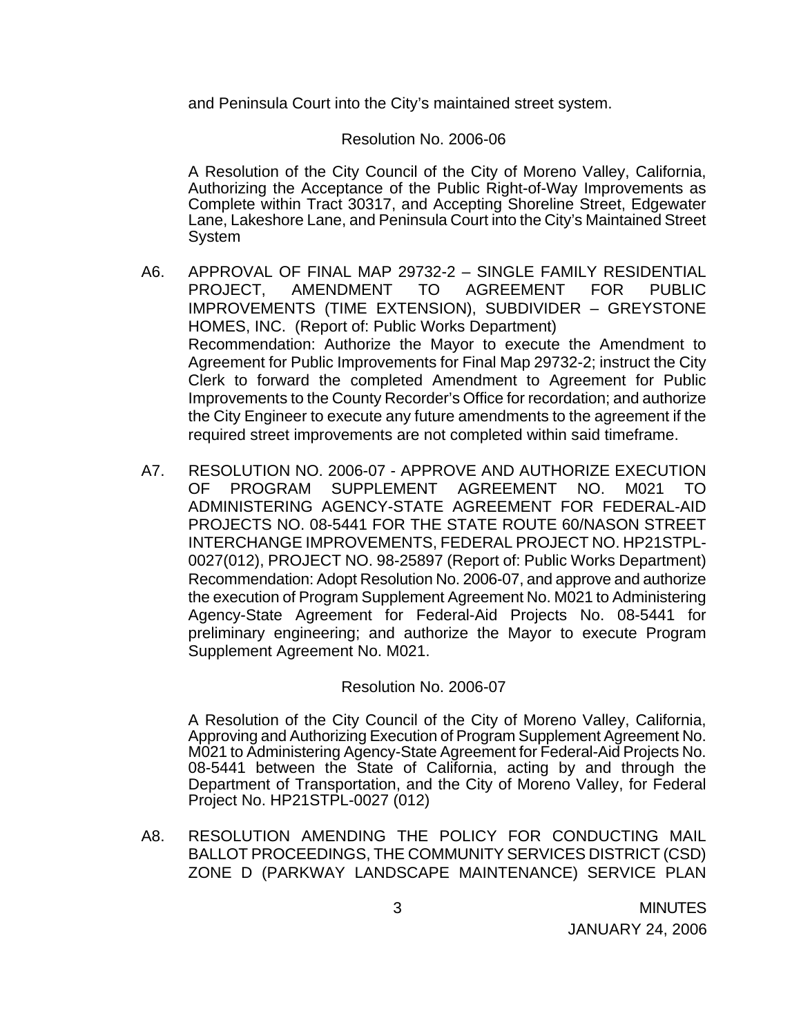and Peninsula Court into the City's maintained street system.

Resolution No. 2006-06

A Resolution of the City Council of the City of Moreno Valley, California, Authorizing the Acceptance of the Public Right-of-Way Improvements as Complete within Tract 30317, and Accepting Shoreline Street, Edgewater Lane, Lakeshore Lane, and Peninsula Court into the City's Maintained Street System

A6. APPROVAL OF FINAL MAP 29732-2 – SINGLE FAMILY RESIDENTIAL PROJECT, AMENDMENT TO AGREEMENT FOR PUBLIC IMPROVEMENTS (TIME EXTENSION), SUBDIVIDER – GREYSTONE HOMES, INC. (Report of: Public Works Department)
Recommendation: Authorize the Mayor to execute the Amendment to Agreement for Public Improvements for Final Map 29732-2; instruct the City Clerk to forward the completed Amendment to Agreement for Public Improvements to the County Recorder's Office for recordation; and authorize the City Engineer to execute any future amendments to the agreement if the required street improvements are not completed within said timeframe.

A7. RESOLUTION NO. 2006-07 - APPROVE AND AUTHORIZE EXECUTION OF PROGRAM SUPPLEMENT AGREEMENT NO. M021 TO ADMINISTERING AGENCY-STATE AGREEMENT FOR FEDERAL-AID PROJECTS NO. 08-5441 FOR THE STATE ROUTE 60/NASON STREET INTERCHANGE IMPROVEMENTS, FEDERAL PROJECT NO. HP21STPL-0027(012), PROJECT NO. 98-25897 (Report of: Public Works Department)
Recommendation: Adopt Resolution No. 2006-07, and approve and authorize the execution of Program Supplement Agreement No. M021 to Administering Agency-State Agreement for Federal-Aid Projects No. 08-5441 for preliminary engineering; and authorize the Mayor to execute Program Supplement Agreement No. M021.

Resolution No. 2006-07

A Resolution of the City Council of the City of Moreno Valley, California, Approving and Authorizing Execution of Program Supplement Agreement No. M021 to Administering Agency-State Agreement for Federal-Aid Projects No. 08-5441 between the State of California, acting by and through the Department of Transportation, and the City of Moreno Valley, for Federal Project No. HP21STPL-0027 (012)

A8. RESOLUTION AMENDING THE POLICY FOR CONDUCTING MAIL BALLOT PROCEEDINGS, THE COMMUNITY SERVICES DISTRICT (CSD) ZONE D (PARKWAY LANDSCAPE MAINTENANCE) SERVICE PLAN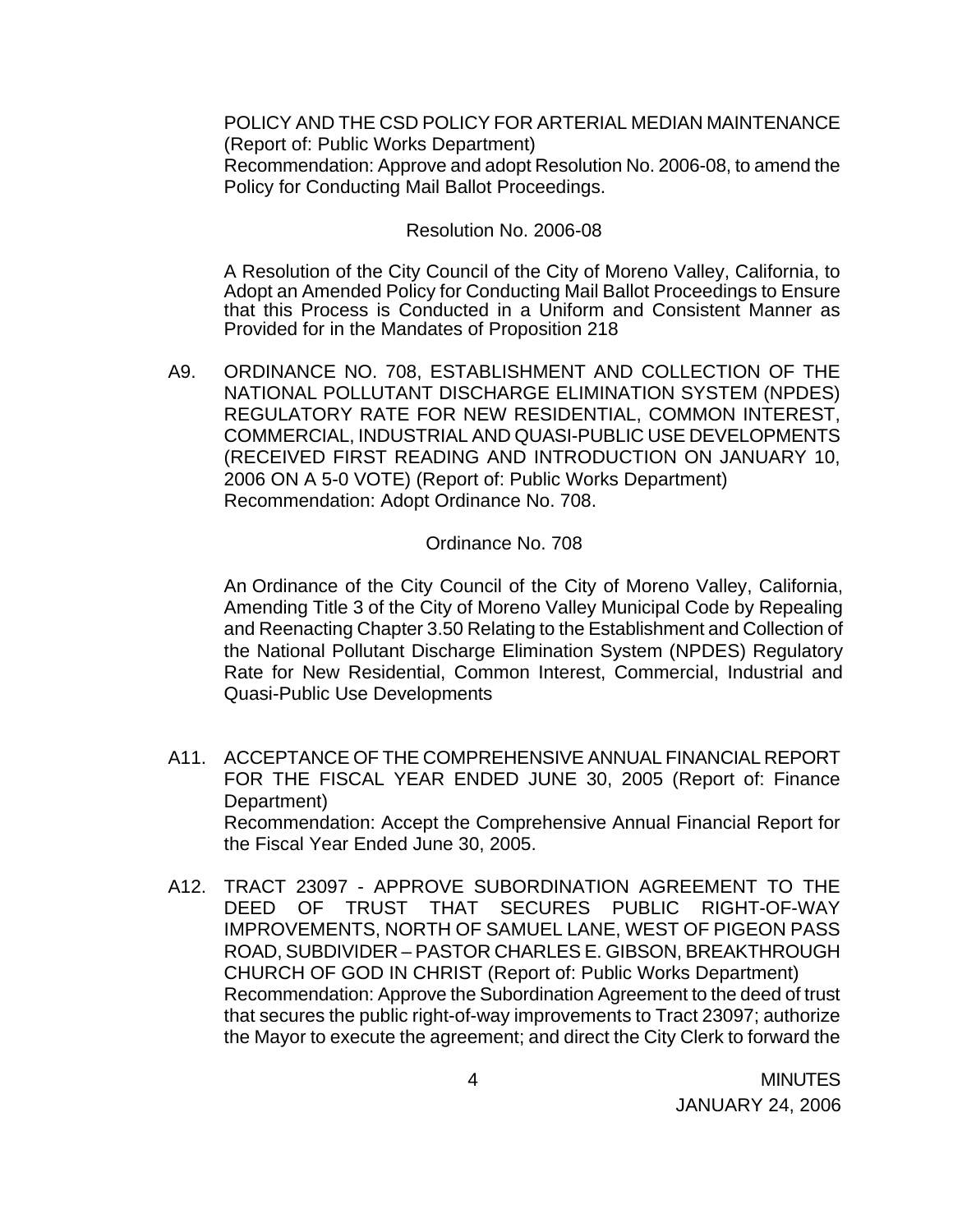POLICY AND THE CSD POLICY FOR ARTERIAL MEDIAN MAINTENANCE (Report of: Public Works Department)
Recommendation: Approve and adopt Resolution No. 2006-08, to amend the Policy for Conducting Mail Ballot Proceedings.

Resolution No. 2006-08

A Resolution of the City Council of the City of Moreno Valley, California, to Adopt an Amended Policy for Conducting Mail Ballot Proceedings to Ensure that this Process is Conducted in a Uniform and Consistent Manner as Provided for in the Mandates of Proposition 218

A9. ORDINANCE NO. 708, ESTABLISHMENT AND COLLECTION OF THE NATIONAL POLLUTANT DISCHARGE ELIMINATION SYSTEM (NPDES) REGULATORY RATE FOR NEW RESIDENTIAL, COMMON INTEREST, COMMERCIAL, INDUSTRIAL AND QUASI-PUBLIC USE DEVELOPMENTS (RECEIVED FIRST READING AND INTRODUCTION ON JANUARY 10, 2006 ON A 5-0 VOTE) (Report of: Public Works Department)
Recommendation: Adopt Ordinance No. 708.

Ordinance No. 708

An Ordinance of the City Council of the City of Moreno Valley, California, Amending Title 3 of the City of Moreno Valley Municipal Code by Repealing and Reenacting Chapter 3.50 Relating to the Establishment and Collection of the National Pollutant Discharge Elimination System (NPDES) Regulatory Rate for New Residential, Common Interest, Commercial, Industrial and Quasi-Public Use Developments

A11. ACCEPTANCE OF THE COMPREHENSIVE ANNUAL FINANCIAL REPORT FOR THE FISCAL YEAR ENDED JUNE 30, 2005 (Report of: Finance Department)
Recommendation: Accept the Comprehensive Annual Financial Report for the Fiscal Year Ended June 30, 2005.

A12. TRACT 23097 - APPROVE SUBORDINATION AGREEMENT TO THE DEED OF TRUST THAT SECURES PUBLIC RIGHT-OF-WAY IMPROVEMENTS, NORTH OF SAMUEL LANE, WEST OF PIGEON PASS ROAD, SUBDIVIDER – PASTOR CHARLES E. GIBSON, BREAKTHROUGH CHURCH OF GOD IN CHRIST (Report of: Public Works Department)
Recommendation: Approve the Subordination Agreement to the deed of trust that secures the public right-of-way improvements to Tract 23097; authorize the Mayor to execute the agreement; and direct the City Clerk to forward the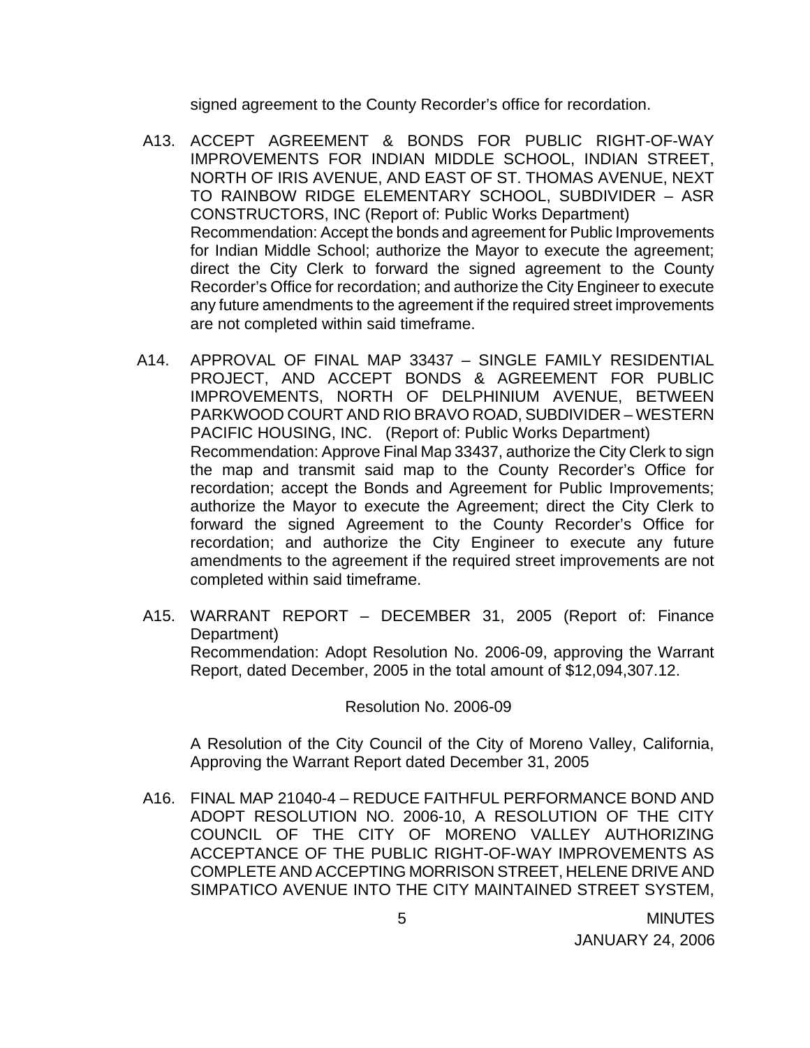signed agreement to the County Recorder's office for recordation.

A13. ACCEPT AGREEMENT & BONDS FOR PUBLIC RIGHT-OF-WAY IMPROVEMENTS FOR INDIAN MIDDLE SCHOOL, INDIAN STREET, NORTH OF IRIS AVENUE, AND EAST OF ST. THOMAS AVENUE, NEXT TO RAINBOW RIDGE ELEMENTARY SCHOOL, SUBDIVIDER – ASR CONSTRUCTORS, INC (Report of: Public Works Department)
Recommendation: Accept the bonds and agreement for Public Improvements for Indian Middle School; authorize the Mayor to execute the agreement; direct the City Clerk to forward the signed agreement to the County Recorder's Office for recordation; and authorize the City Engineer to execute any future amendments to the agreement if the required street improvements are not completed within said timeframe.

A14. APPROVAL OF FINAL MAP 33437 – SINGLE FAMILY RESIDENTIAL PROJECT, AND ACCEPT BONDS & AGREEMENT FOR PUBLIC IMPROVEMENTS, NORTH OF DELPHINIUM AVENUE, BETWEEN PARKWOOD COURT AND RIO BRAVO ROAD, SUBDIVIDER – WESTERN PACIFIC HOUSING, INC. (Report of: Public Works Department)
Recommendation: Approve Final Map 33437, authorize the City Clerk to sign the map and transmit said map to the County Recorder's Office for recordation; accept the Bonds and Agreement for Public Improvements; authorize the Mayor to execute the Agreement; direct the City Clerk to forward the signed Agreement to the County Recorder's Office for recordation; and authorize the City Engineer to execute any future amendments to the agreement if the required street improvements are not completed within said timeframe.

A15. WARRANT REPORT – DECEMBER 31, 2005 (Report of: Finance Department)
Recommendation: Adopt Resolution No. 2006-09, approving the Warrant Report, dated December, 2005 in the total amount of $12,094,307.12.

Resolution No. 2006-09

A Resolution of the City Council of the City of Moreno Valley, California, Approving the Warrant Report dated December 31, 2005

A16. FINAL MAP 21040-4 – REDUCE FAITHFUL PERFORMANCE BOND AND ADOPT RESOLUTION NO. 2006-10, A RESOLUTION OF THE CITY COUNCIL OF THE CITY OF MORENO VALLEY AUTHORIZING ACCEPTANCE OF THE PUBLIC RIGHT-OF-WAY IMPROVEMENTS AS COMPLETE AND ACCEPTING MORRISON STREET, HELENE DRIVE AND SIMPATICO AVENUE INTO THE CITY MAINTAINED STREET SYSTEM,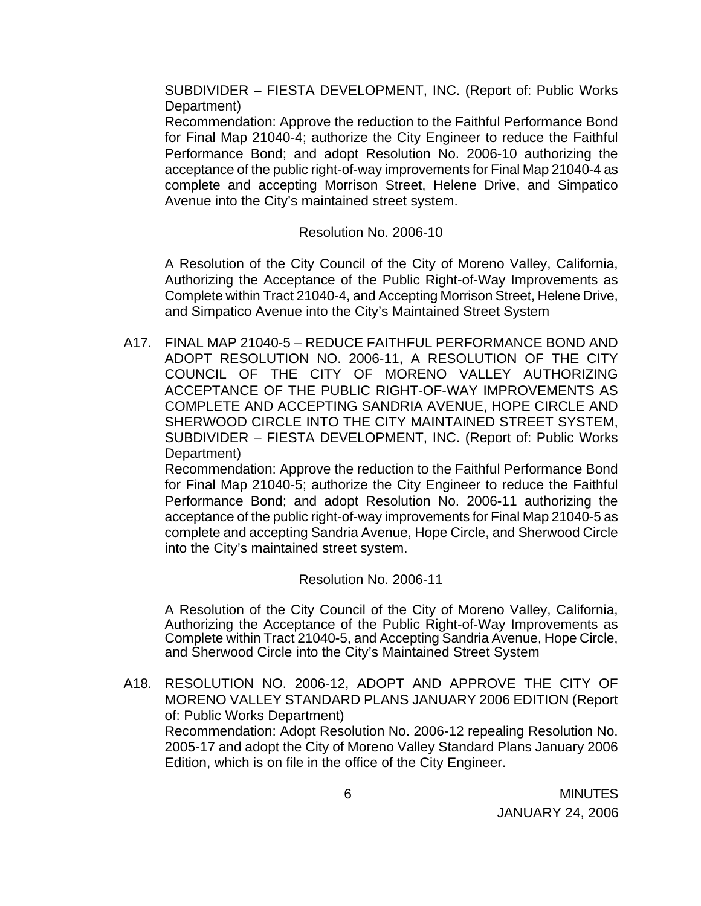SUBDIVIDER – FIESTA DEVELOPMENT, INC. (Report of: Public Works Department)

Recommendation: Approve the reduction to the Faithful Performance Bond for Final Map 21040-4; authorize the City Engineer to reduce the Faithful Performance Bond; and adopt Resolution No. 2006-10 authorizing the acceptance of the public right-of-way improvements for Final Map 21040-4 as complete and accepting Morrison Street, Helene Drive, and Simpatico Avenue into the City's maintained street system.

Resolution No. 2006-10

A Resolution of the City Council of the City of Moreno Valley, California, Authorizing the Acceptance of the Public Right-of-Way Improvements as Complete within Tract 21040-4, and Accepting Morrison Street, Helene Drive, and Simpatico Avenue into the City's Maintained Street System

A17. FINAL MAP 21040-5 – REDUCE FAITHFUL PERFORMANCE BOND AND ADOPT RESOLUTION NO. 2006-11, A RESOLUTION OF THE CITY COUNCIL OF THE CITY OF MORENO VALLEY AUTHORIZING ACCEPTANCE OF THE PUBLIC RIGHT-OF-WAY IMPROVEMENTS AS COMPLETE AND ACCEPTING SANDRIA AVENUE, HOPE CIRCLE AND SHERWOOD CIRCLE INTO THE CITY MAINTAINED STREET SYSTEM, SUBDIVIDER – FIESTA DEVELOPMENT, INC. (Report of: Public Works Department)

Recommendation: Approve the reduction to the Faithful Performance Bond for Final Map 21040-5; authorize the City Engineer to reduce the Faithful Performance Bond; and adopt Resolution No. 2006-11 authorizing the acceptance of the public right-of-way improvements for Final Map 21040-5 as complete and accepting Sandria Avenue, Hope Circle, and Sherwood Circle into the City's maintained street system.

Resolution No. 2006-11

A Resolution of the City Council of the City of Moreno Valley, California, Authorizing the Acceptance of the Public Right-of-Way Improvements as Complete within Tract 21040-5, and Accepting Sandria Avenue, Hope Circle, and Sherwood Circle into the City's Maintained Street System

A18. RESOLUTION NO. 2006-12, ADOPT AND APPROVE THE CITY OF MORENO VALLEY STANDARD PLANS JANUARY 2006 EDITION (Report of: Public Works Department)

Recommendation: Adopt Resolution No. 2006-12 repealing Resolution No. 2005-17 and adopt the City of Moreno Valley Standard Plans January 2006 Edition, which is on file in the office of the City Engineer.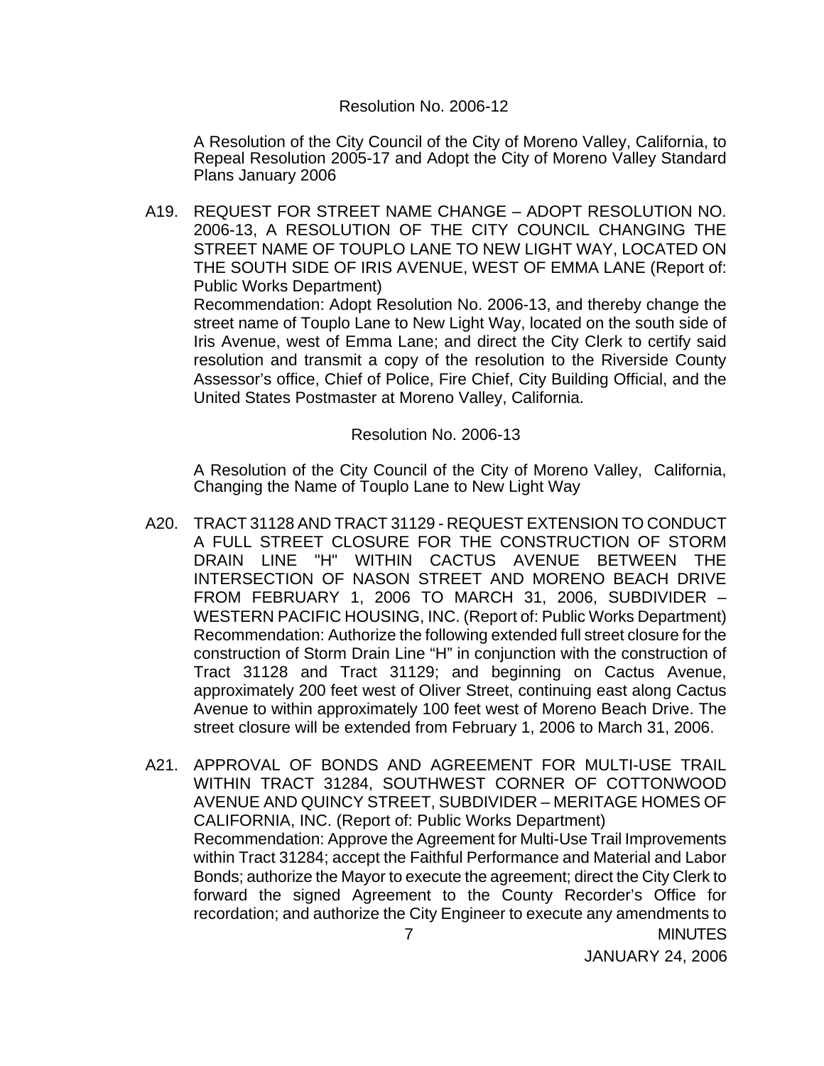Resolution No. 2006-12

A Resolution of the City Council of the City of Moreno Valley, California, to Repeal Resolution 2005-17 and Adopt the City of Moreno Valley Standard Plans January 2006

A19. REQUEST FOR STREET NAME CHANGE – ADOPT RESOLUTION NO. 2006-13, A RESOLUTION OF THE CITY COUNCIL CHANGING THE STREET NAME OF TOUPLO LANE TO NEW LIGHT WAY, LOCATED ON THE SOUTH SIDE OF IRIS AVENUE, WEST OF EMMA LANE (Report of: Public Works Department)
Recommendation: Adopt Resolution No. 2006-13, and thereby change the street name of Touplo Lane to New Light Way, located on the south side of Iris Avenue, west of Emma Lane; and direct the City Clerk to certify said resolution and transmit a copy of the resolution to the Riverside County Assessor's office, Chief of Police, Fire Chief, City Building Official, and the United States Postmaster at Moreno Valley, California.

Resolution No. 2006-13

A Resolution of the City Council of the City of Moreno Valley, California, Changing the Name of Touplo Lane to New Light Way

A20. TRACT 31128 AND TRACT 31129 - REQUEST EXTENSION TO CONDUCT A FULL STREET CLOSURE FOR THE CONSTRUCTION OF STORM DRAIN LINE "H" WITHIN CACTUS AVENUE BETWEEN THE INTERSECTION OF NASON STREET AND MORENO BEACH DRIVE FROM FEBRUARY 1, 2006 TO MARCH 31, 2006, SUBDIVIDER – WESTERN PACIFIC HOUSING, INC. (Report of: Public Works Department)
Recommendation: Authorize the following extended full street closure for the construction of Storm Drain Line "H" in conjunction with the construction of Tract 31128 and Tract 31129; and beginning on Cactus Avenue, approximately 200 feet west of Oliver Street, continuing east along Cactus Avenue to within approximately 100 feet west of Moreno Beach Drive. The street closure will be extended from February 1, 2006 to March 31, 2006.

A21. APPROVAL OF BONDS AND AGREEMENT FOR MULTI-USE TRAIL WITHIN TRACT 31284, SOUTHWEST CORNER OF COTTONWOOD AVENUE AND QUINCY STREET, SUBDIVIDER – MERITAGE HOMES OF CALIFORNIA, INC. (Report of: Public Works Department)
Recommendation: Approve the Agreement for Multi-Use Trail Improvements within Tract 31284; accept the Faithful Performance and Material and Labor Bonds; authorize the Mayor to execute the agreement; direct the City Clerk to forward the signed Agreement to the County Recorder's Office for recordation; and authorize the City Engineer to execute any amendments to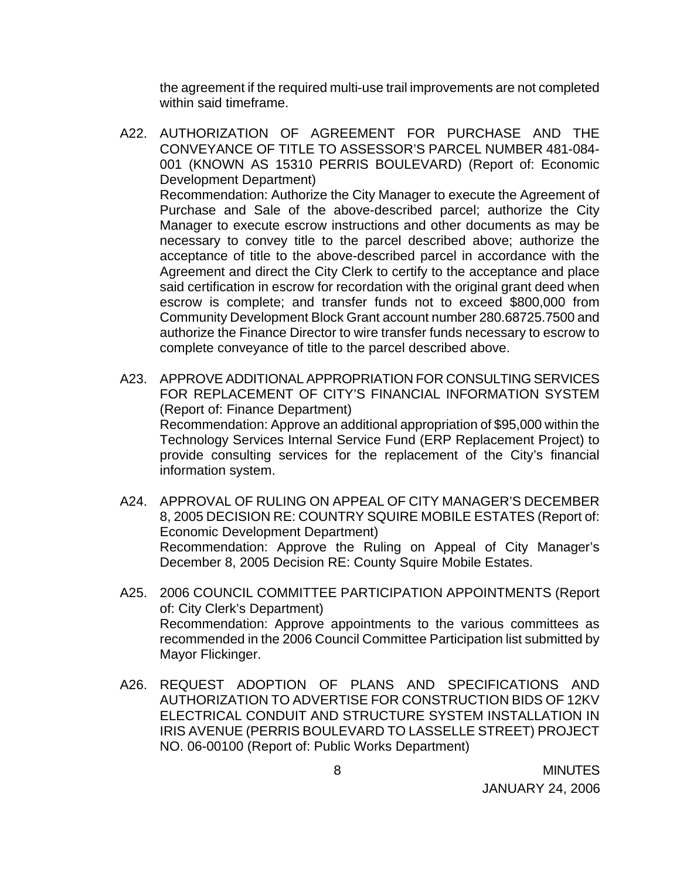the agreement if the required multi-use trail improvements are not completed within said timeframe.

A22. AUTHORIZATION OF AGREEMENT FOR PURCHASE AND THE CONVEYANCE OF TITLE TO ASSESSOR'S PARCEL NUMBER 481-084-001 (KNOWN AS 15310 PERRIS BOULEVARD) (Report of: Economic Development Department)
Recommendation: Authorize the City Manager to execute the Agreement of Purchase and Sale of the above-described parcel; authorize the City Manager to execute escrow instructions and other documents as may be necessary to convey title to the parcel described above; authorize the acceptance of title to the above-described parcel in accordance with the Agreement and direct the City Clerk to certify to the acceptance and place said certification in escrow for recordation with the original grant deed when escrow is complete; and transfer funds not to exceed $800,000 from Community Development Block Grant account number 280.68725.7500 and authorize the Finance Director to wire transfer funds necessary to escrow to complete conveyance of title to the parcel described above.

A23. APPROVE ADDITIONAL APPROPRIATION FOR CONSULTING SERVICES FOR REPLACEMENT OF CITY'S FINANCIAL INFORMATION SYSTEM (Report of: Finance Department)
Recommendation: Approve an additional appropriation of $95,000 within the Technology Services Internal Service Fund (ERP Replacement Project) to provide consulting services for the replacement of the City's financial information system.

A24. APPROVAL OF RULING ON APPEAL OF CITY MANAGER'S DECEMBER 8, 2005 DECISION RE: COUNTRY SQUIRE MOBILE ESTATES (Report of: Economic Development Department)
Recommendation: Approve the Ruling on Appeal of City Manager's December 8, 2005 Decision RE: County Squire Mobile Estates.

A25. 2006 COUNCIL COMMITTEE PARTICIPATION APPOINTMENTS (Report of: City Clerk's Department)
Recommendation: Approve appointments to the various committees as recommended in the 2006 Council Committee Participation list submitted by Mayor Flickinger.

A26. REQUEST ADOPTION OF PLANS AND SPECIFICATIONS AND AUTHORIZATION TO ADVERTISE FOR CONSTRUCTION BIDS OF 12KV ELECTRICAL CONDUIT AND STRUCTURE SYSTEM INSTALLATION IN IRIS AVENUE (PERRIS BOULEVARD TO LASSELLE STREET) PROJECT NO. 06-00100 (Report of: Public Works Department)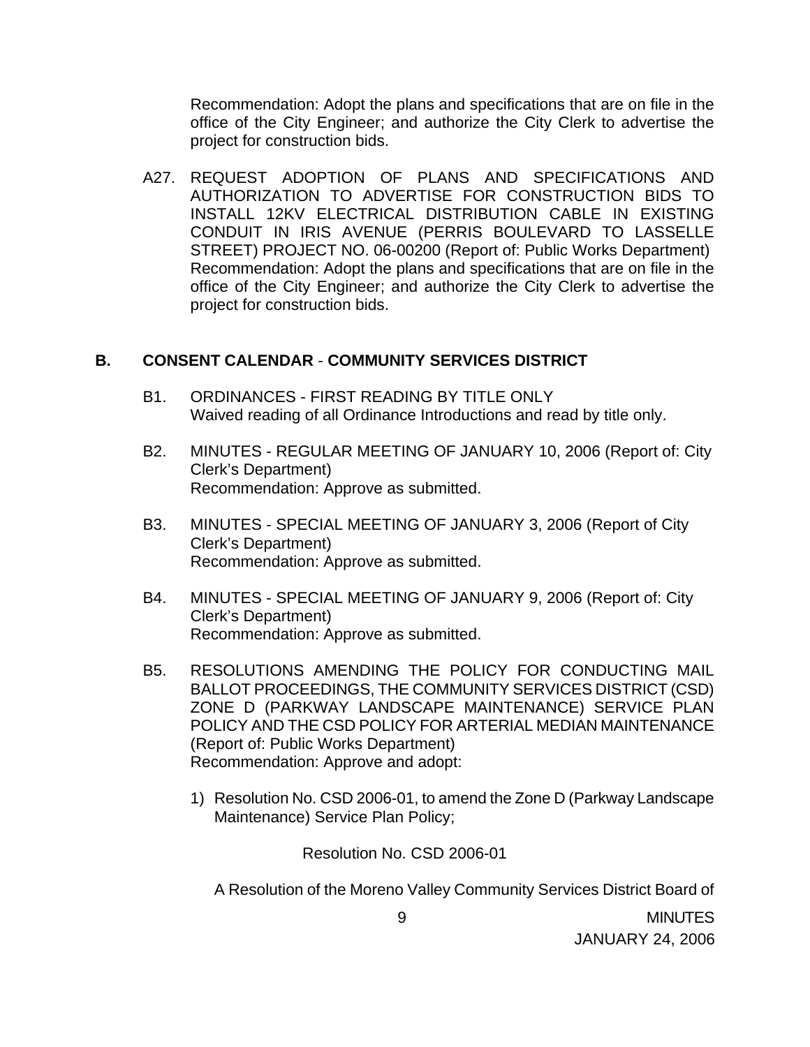Recommendation: Adopt the plans and specifications that are on file in the office of the City Engineer; and authorize the City Clerk to advertise the project for construction bids.

A27. REQUEST ADOPTION OF PLANS AND SPECIFICATIONS AND AUTHORIZATION TO ADVERTISE FOR CONSTRUCTION BIDS TO INSTALL 12KV ELECTRICAL DISTRIBUTION CABLE IN EXISTING CONDUIT IN IRIS AVENUE (PERRIS BOULEVARD TO LASSELLE STREET) PROJECT NO. 06-00200 (Report of: Public Works Department)
Recommendation: Adopt the plans and specifications that are on file in the office of the City Engineer; and authorize the City Clerk to advertise the project for construction bids.

## B. CONSENT CALENDAR - COMMUNITY SERVICES DISTRICT

B1. ORDINANCES - FIRST READING BY TITLE ONLY
Waived reading of all Ordinance Introductions and read by title only.

B2. MINUTES - REGULAR MEETING OF JANUARY 10, 2006 (Report of: City Clerk's Department)
Recommendation: Approve as submitted.

B3. MINUTES - SPECIAL MEETING OF JANUARY 3, 2006 (Report of City Clerk's Department)
Recommendation: Approve as submitted.

B4. MINUTES - SPECIAL MEETING OF JANUARY 9, 2006 (Report of: City Clerk's Department)
Recommendation: Approve as submitted.

B5. RESOLUTIONS AMENDING THE POLICY FOR CONDUCTING MAIL BALLOT PROCEEDINGS, THE COMMUNITY SERVICES DISTRICT (CSD) ZONE D (PARKWAY LANDSCAPE MAINTENANCE) SERVICE PLAN POLICY AND THE CSD POLICY FOR ARTERIAL MEDIAN MAINTENANCE (Report of: Public Works Department)
Recommendation: Approve and adopt:

1) Resolution No. CSD 2006-01, to amend the Zone D (Parkway Landscape Maintenance) Service Plan Policy;

Resolution No. CSD 2006-01

A Resolution of the Moreno Valley Community Services District Board of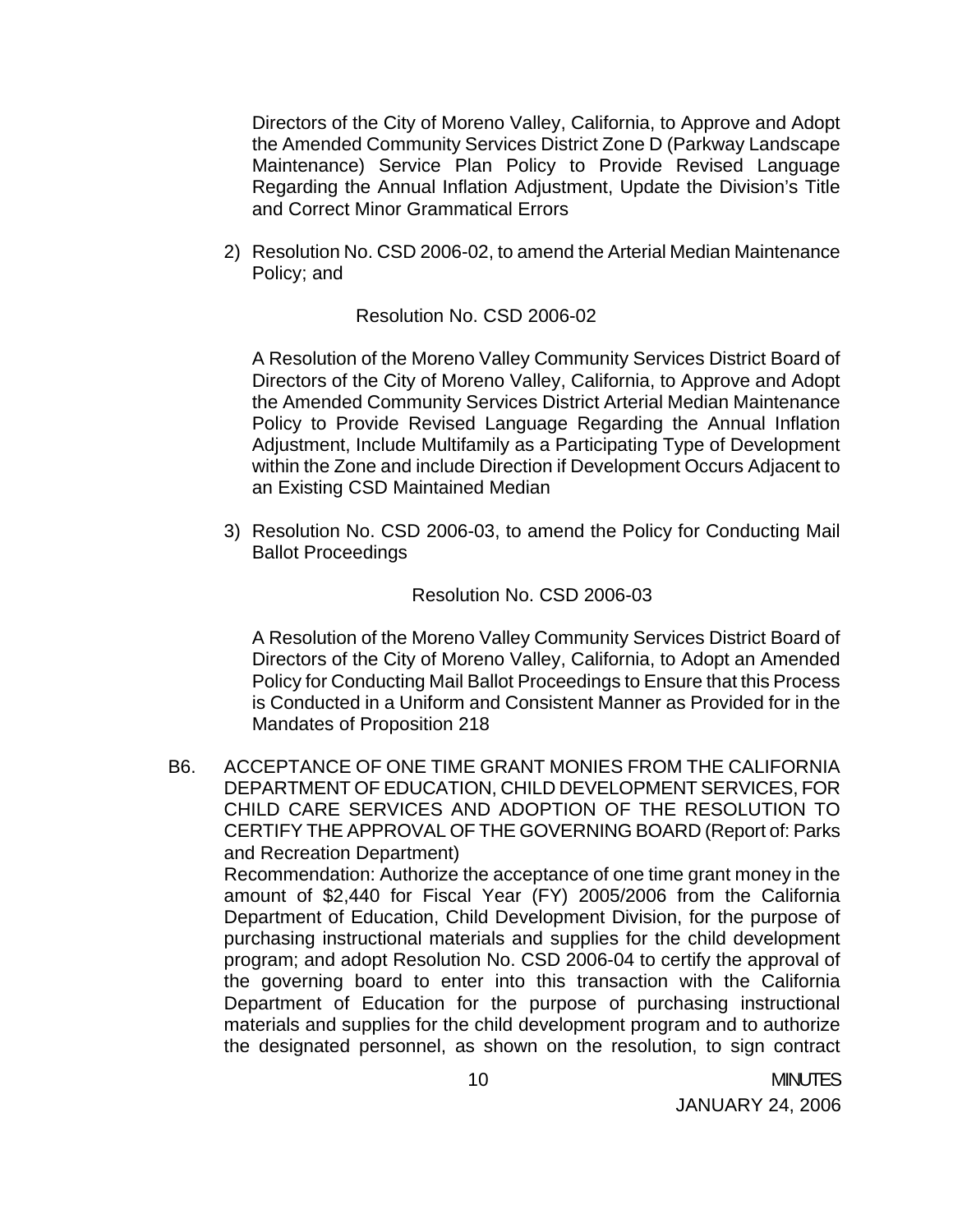Directors of the City of Moreno Valley, California, to Approve and Adopt the Amended Community Services District Zone D (Parkway Landscape Maintenance) Service Plan Policy to Provide Revised Language Regarding the Annual Inflation Adjustment, Update the Division's Title and Correct Minor Grammatical Errors

2) Resolution No. CSD 2006-02, to amend the Arterial Median Maintenance Policy; and

Resolution No. CSD 2006-02

A Resolution of the Moreno Valley Community Services District Board of Directors of the City of Moreno Valley, California, to Approve and Adopt the Amended Community Services District Arterial Median Maintenance Policy to Provide Revised Language Regarding the Annual Inflation Adjustment, Include Multifamily as a Participating Type of Development within the Zone and include Direction if Development Occurs Adjacent to an Existing CSD Maintained Median

3) Resolution No. CSD 2006-03, to amend the Policy for Conducting Mail Ballot Proceedings

Resolution No. CSD 2006-03

A Resolution of the Moreno Valley Community Services District Board of Directors of the City of Moreno Valley, California, to Adopt an Amended Policy for Conducting Mail Ballot Proceedings to Ensure that this Process is Conducted in a Uniform and Consistent Manner as Provided for in the Mandates of Proposition 218

B6. ACCEPTANCE OF ONE TIME GRANT MONIES FROM THE CALIFORNIA DEPARTMENT OF EDUCATION, CHILD DEVELOPMENT SERVICES, FOR CHILD CARE SERVICES AND ADOPTION OF THE RESOLUTION TO CERTIFY THE APPROVAL OF THE GOVERNING BOARD (Report of: Parks and Recreation Department)

Recommendation: Authorize the acceptance of one time grant money in the amount of $2,440 for Fiscal Year (FY) 2005/2006 from the California Department of Education, Child Development Division, for the purpose of purchasing instructional materials and supplies for the child development program; and adopt Resolution No. CSD 2006-04 to certify the approval of the governing board to enter into this transaction with the California Department of Education for the purpose of purchasing instructional materials and supplies for the child development program and to authorize the designated personnel, as shown on the resolution, to sign contract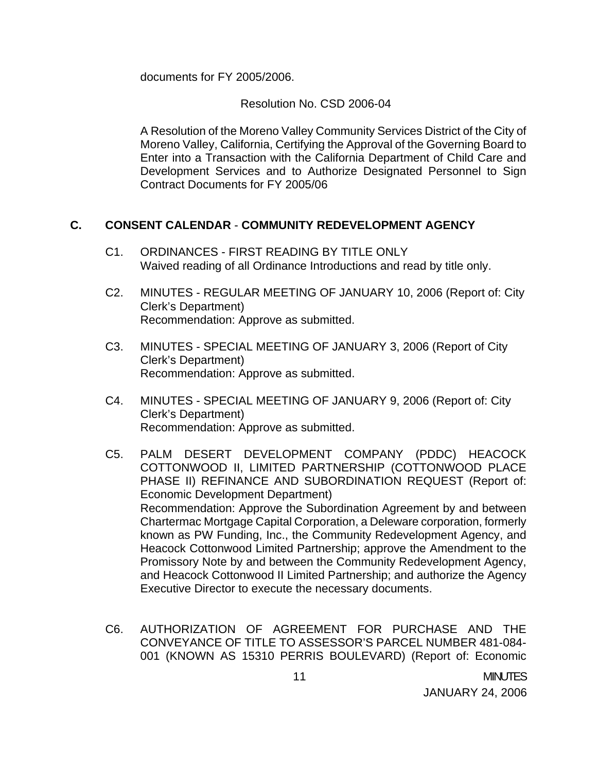documents for FY 2005/2006.

Resolution No. CSD 2006-04

A Resolution of the Moreno Valley Community Services District of the City of Moreno Valley, California, Certifying the Approval of the Governing Board to Enter into a Transaction with the California Department of Child Care and Development Services and to Authorize Designated Personnel to Sign Contract Documents for FY 2005/06

## C. CONSENT CALENDAR - COMMUNITY REDEVELOPMENT AGENCY

C1. ORDINANCES - FIRST READING BY TITLE ONLY
Waived reading of all Ordinance Introductions and read by title only.

C2. MINUTES - REGULAR MEETING OF JANUARY 10, 2006 (Report of: City Clerk's Department)
Recommendation: Approve as submitted.

C3. MINUTES - SPECIAL MEETING OF JANUARY 3, 2006 (Report of City Clerk's Department)
Recommendation: Approve as submitted.

C4. MINUTES - SPECIAL MEETING OF JANUARY 9, 2006 (Report of: City Clerk's Department)
Recommendation: Approve as submitted.

C5. PALM DESERT DEVELOPMENT COMPANY (PDDC) HEACOCK COTTONWOOD II, LIMITED PARTNERSHIP (COTTONWOOD PLACE PHASE II) REFINANCE AND SUBORDINATION REQUEST (Report of: Economic Development Department)
Recommendation: Approve the Subordination Agreement by and between Chartermac Mortgage Capital Corporation, a Deleware corporation, formerly known as PW Funding, Inc., the Community Redevelopment Agency, and Heacock Cottonwood Limited Partnership; approve the Amendment to the Promissory Note by and between the Community Redevelopment Agency, and Heacock Cottonwood II Limited Partnership; and authorize the Agency Executive Director to execute the necessary documents.

C6. AUTHORIZATION OF AGREEMENT FOR PURCHASE AND THE CONVEYANCE OF TITLE TO ASSESSOR'S PARCEL NUMBER 481-084-001 (KNOWN AS 15310 PERRIS BOULEVARD) (Report of: Economic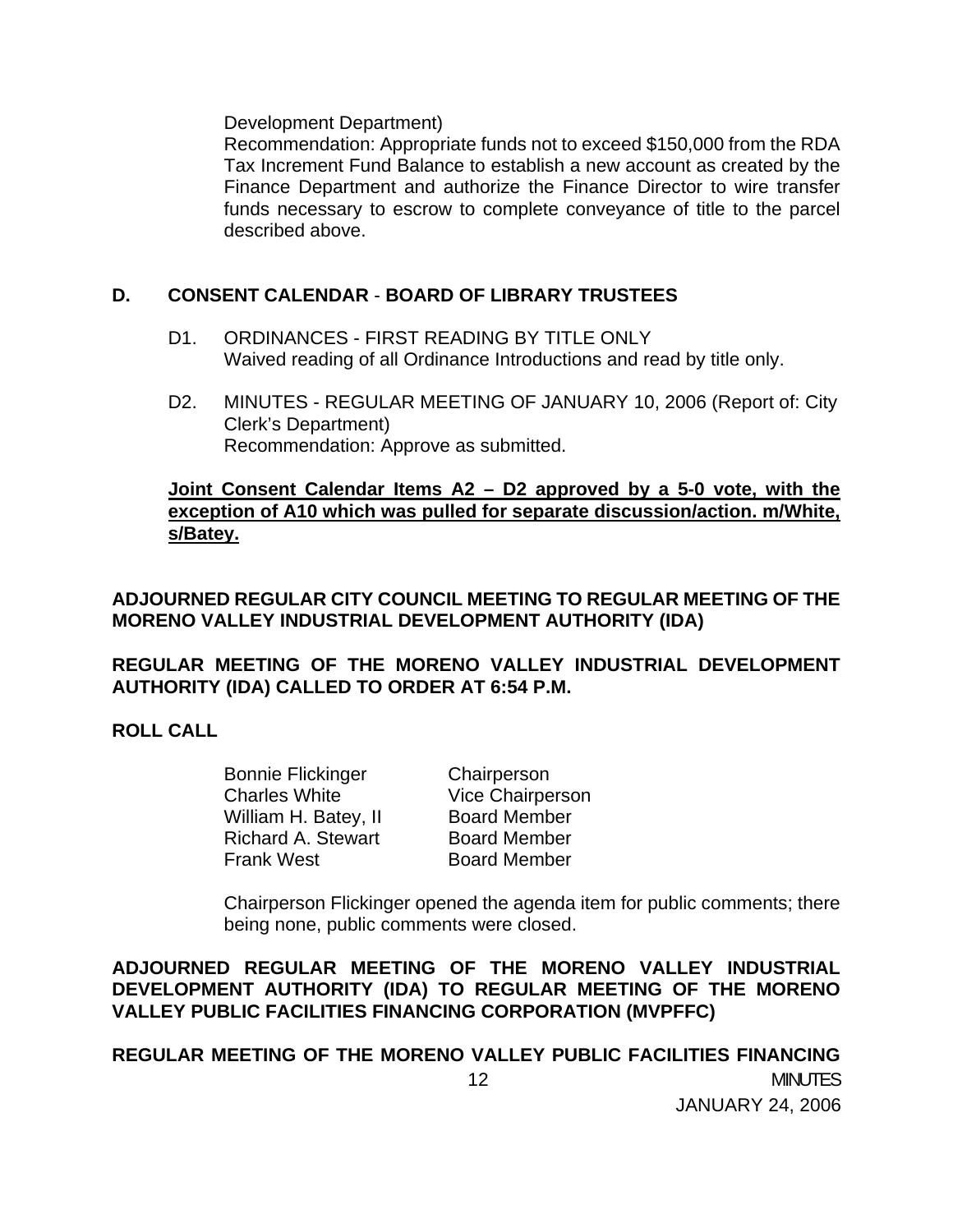Development Department)
Recommendation: Appropriate funds not to exceed $150,000 from the RDA Tax Increment Fund Balance to establish a new account as created by the Finance Department and authorize the Finance Director to wire transfer funds necessary to escrow to complete conveyance of title to the parcel described above.

**D. CONSENT CALENDAR - BOARD OF LIBRARY TRUSTEES**

D1. ORDINANCES - FIRST READING BY TITLE ONLY
Waived reading of all Ordinance Introductions and read by title only.

D2. MINUTES - REGULAR MEETING OF JANUARY 10, 2006 (Report of: City Clerk's Department)
Recommendation: Approve as submitted.

**Joint Consent Calendar Items A2 – D2 approved by a 5-0 vote, with the exception of A10 which was pulled for separate discussion/action. m/White, s/Batey.**

**ADJOURNED REGULAR CITY COUNCIL MEETING TO REGULAR MEETING OF THE MORENO VALLEY INDUSTRIAL DEVELOPMENT AUTHORITY (IDA)**

**REGULAR MEETING OF THE MORENO VALLEY INDUSTRIAL DEVELOPMENT AUTHORITY (IDA) CALLED TO ORDER AT 6:54 P.M.**

**ROLL CALL**

| | |
|---|---|
| Bonnie Flickinger | Chairperson |
| Charles White | Vice Chairperson |
| William H. Batey, II | Board Member |
| Richard A. Stewart | Board Member |
| Frank West | Board Member |

Chairperson Flickinger opened the agenda item for public comments; there being none, public comments were closed.

**ADJOURNED REGULAR MEETING OF THE MORENO VALLEY INDUSTRIAL DEVELOPMENT AUTHORITY (IDA) TO REGULAR MEETING OF THE MORENO VALLEY PUBLIC FACILITIES FINANCING CORPORATION (MVPFFC)**

**REGULAR MEETING OF THE MORENO VALLEY PUBLIC FACILITIES FINANCING**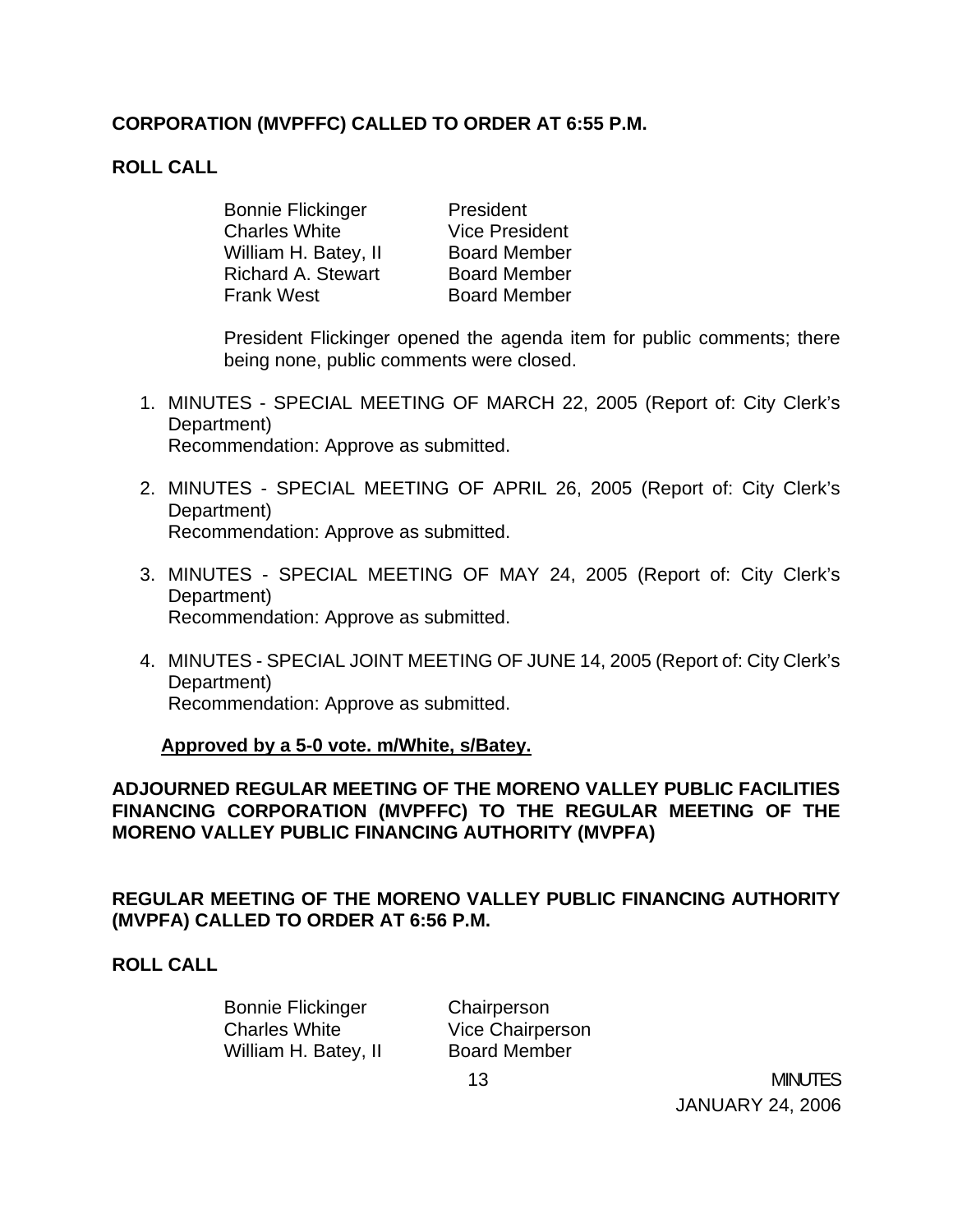**CORPORATION (MVPFFC) CALLED TO ORDER AT 6:55 P.M.**

**ROLL CALL**

| | |
|---|---|
| Bonnie Flickinger | President |
| Charles White | Vice President |
| William H. Batey, II | Board Member |
| Richard A. Stewart | Board Member |
| Frank West | Board Member |

President Flickinger opened the agenda item for public comments; there being none, public comments were closed.

1. MINUTES - SPECIAL MEETING OF MARCH 22, 2005 (Report of: City Clerk's Department)
   Recommendation: Approve as submitted.

2. MINUTES - SPECIAL MEETING OF APRIL 26, 2005 (Report of: City Clerk's Department)
   Recommendation: Approve as submitted.

3. MINUTES - SPECIAL MEETING OF MAY 24, 2005 (Report of: City Clerk's Department)
   Recommendation: Approve as submitted.

4. MINUTES - SPECIAL JOINT MEETING OF JUNE 14, 2005 (Report of: City Clerk's Department)
   Recommendation: Approve as submitted.

**Approved by a 5-0 vote. m/White, s/Batey.**

**ADJOURNED REGULAR MEETING OF THE MORENO VALLEY PUBLIC FACILITIES FINANCING CORPORATION (MVPFFC) TO THE REGULAR MEETING OF THE MORENO VALLEY PUBLIC FINANCING AUTHORITY (MVPFA)**

**REGULAR MEETING OF THE MORENO VALLEY PUBLIC FINANCING AUTHORITY (MVPFA) CALLED TO ORDER AT 6:56 P.M.**

**ROLL CALL**

| | |
|---|---|
| Bonnie Flickinger | Chairperson |
| Charles White | Vice Chairperson |
| William H. Batey, II | Board Member |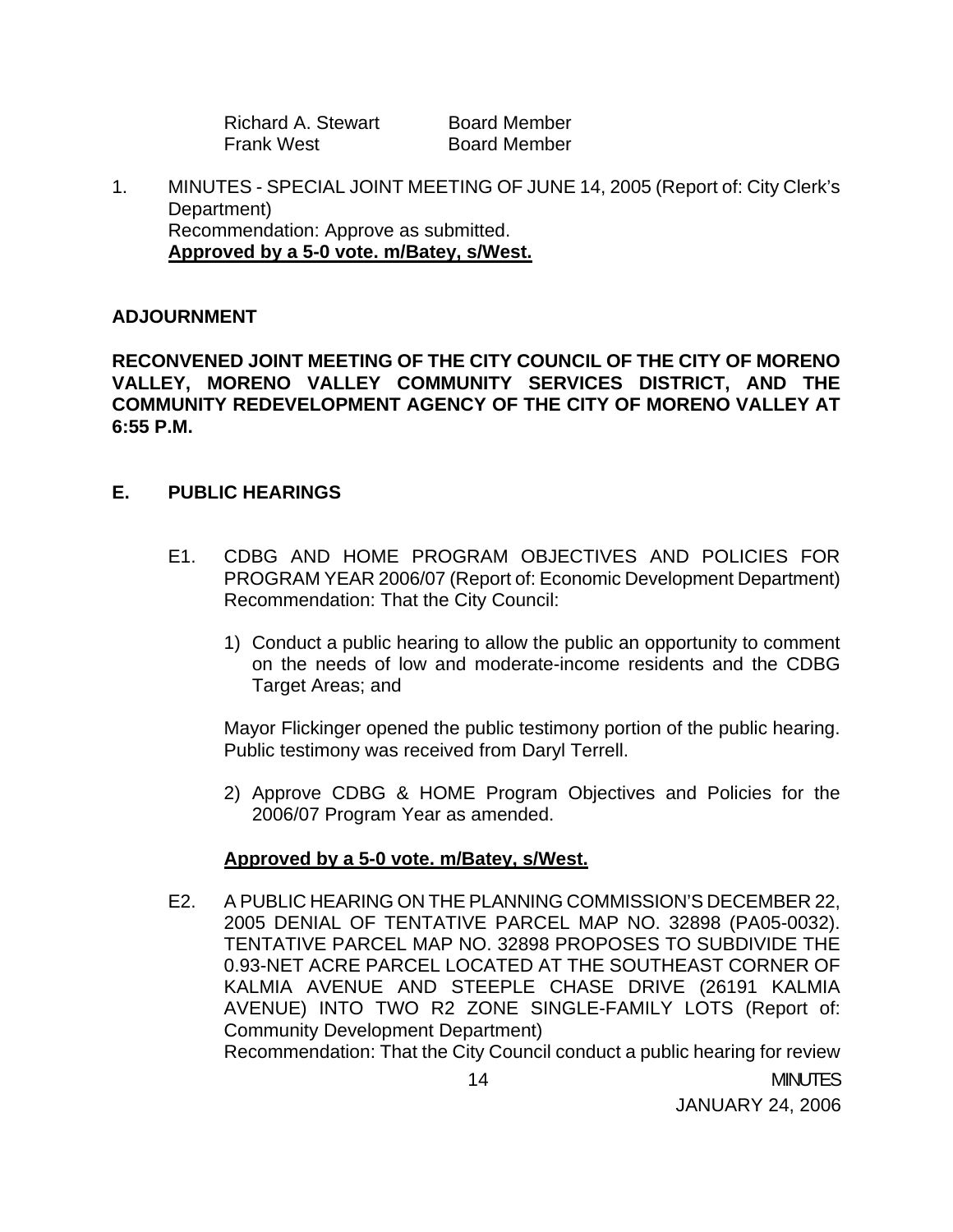| | |
|---|---|
| Richard A. Stewart | Board Member |
| Frank West | Board Member |

1. MINUTES - SPECIAL JOINT MEETING OF JUNE 14, 2005 (Report of: City Clerk's Department)
   Recommendation: Approve as submitted.
   **Approved by a 5-0 vote. m/Batey, s/West.**

**ADJOURNMENT**

**RECONVENED JOINT MEETING OF THE CITY COUNCIL OF THE CITY OF MORENO VALLEY, MORENO VALLEY COMMUNITY SERVICES DISTRICT, AND THE COMMUNITY REDEVELOPMENT AGENCY OF THE CITY OF MORENO VALLEY AT 6:55 P.M.**

## E. PUBLIC HEARINGS

E1. CDBG AND HOME PROGRAM OBJECTIVES AND POLICIES FOR PROGRAM YEAR 2006/07 (Report of: Economic Development Department)
Recommendation: That the City Council:

1) Conduct a public hearing to allow the public an opportunity to comment on the needs of low and moderate-income residents and the CDBG Target Areas; and

Mayor Flickinger opened the public testimony portion of the public hearing. Public testimony was received from Daryl Terrell.

2) Approve CDBG & HOME Program Objectives and Policies for the 2006/07 Program Year as amended.

**Approved by a 5-0 vote. m/Batey, s/West.**

E2. A PUBLIC HEARING ON THE PLANNING COMMISSION'S DECEMBER 22, 2005 DENIAL OF TENTATIVE PARCEL MAP NO. 32898 (PA05-0032). TENTATIVE PARCEL MAP NO. 32898 PROPOSES TO SUBDIVIDE THE 0.93-NET ACRE PARCEL LOCATED AT THE SOUTHEAST CORNER OF KALMIA AVENUE AND STEEPLE CHASE DRIVE (26191 KALMIA AVENUE) INTO TWO R2 ZONE SINGLE-FAMILY LOTS (Report of: Community Development Department)
Recommendation: That the City Council conduct a public hearing for review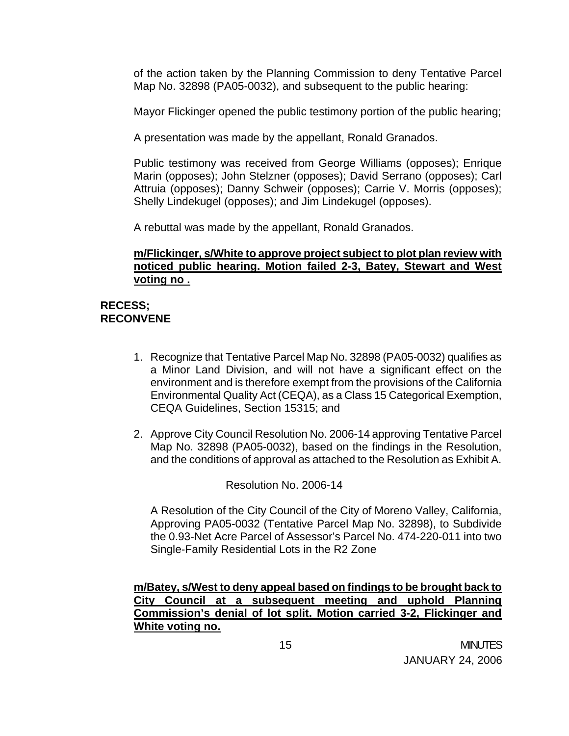of the action taken by the Planning Commission to deny Tentative Parcel Map No. 32898 (PA05-0032), and subsequent to the public hearing:

Mayor Flickinger opened the public testimony portion of the public hearing;

A presentation was made by the appellant, Ronald Granados.

Public testimony was received from George Williams (opposes); Enrique Marin (opposes); John Stelzner (opposes); David Serrano (opposes); Carl Attruia (opposes); Danny Schweir (opposes); Carrie V. Morris (opposes); Shelly Lindekugel (opposes); and Jim Lindekugel (opposes).

A rebuttal was made by the appellant, Ronald Granados.

**m/Flickinger, s/White to approve project subject to plot plan review with noticed public hearing. Motion failed 2-3, Batey, Stewart and West voting no .**

**RECESS;**
**RECONVENE**

1. Recognize that Tentative Parcel Map No. 32898 (PA05-0032) qualifies as a Minor Land Division, and will not have a significant effect on the environment and is therefore exempt from the provisions of the California Environmental Quality Act (CEQA), as a Class 15 Categorical Exemption, CEQA Guidelines, Section 15315; and

2. Approve City Council Resolution No. 2006-14 approving Tentative Parcel Map No. 32898 (PA05-0032), based on the findings in the Resolution, and the conditions of approval as attached to the Resolution as Exhibit A.

Resolution No. 2006-14

A Resolution of the City Council of the City of Moreno Valley, California, Approving PA05-0032 (Tentative Parcel Map No. 32898), to Subdivide the 0.93-Net Acre Parcel of Assessor's Parcel No. 474-220-011 into two Single-Family Residential Lots in the R2 Zone

**m/Batey, s/West to deny appeal based on findings to be brought back to City Council at a subsequent meeting and uphold Planning Commission's denial of lot split. Motion carried 3-2, Flickinger and White voting no.**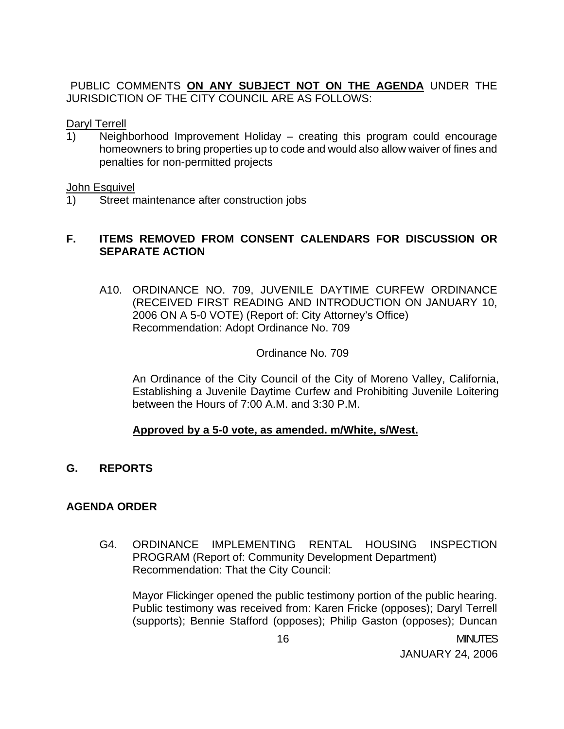PUBLIC COMMENTS **ON ANY SUBJECT NOT ON THE AGENDA** UNDER THE JURISDICTION OF THE CITY COUNCIL ARE AS FOLLOWS:

Daryl Terrell

1) Neighborhood Improvement Holiday – creating this program could encourage homeowners to bring properties up to code and would also allow waiver of fines and penalties for non-permitted projects

John Esquivel

1) Street maintenance after construction jobs

## F. ITEMS REMOVED FROM CONSENT CALENDARS FOR DISCUSSION OR SEPARATE ACTION

A10. ORDINANCE NO. 709, JUVENILE DAYTIME CURFEW ORDINANCE (RECEIVED FIRST READING AND INTRODUCTION ON JANUARY 10, 2006 ON A 5-0 VOTE) (Report of: City Attorney's Office)
Recommendation: Adopt Ordinance No. 709

Ordinance No. 709

An Ordinance of the City Council of the City of Moreno Valley, California, Establishing a Juvenile Daytime Curfew and Prohibiting Juvenile Loitering between the Hours of 7:00 A.M. and 3:30 P.M.

**Approved by a 5-0 vote, as amended. m/White, s/West.**

## G. REPORTS

### AGENDA ORDER

G4. ORDINANCE IMPLEMENTING RENTAL HOUSING INSPECTION PROGRAM (Report of: Community Development Department)
Recommendation: That the City Council:

Mayor Flickinger opened the public testimony portion of the public hearing. Public testimony was received from: Karen Fricke (opposes); Daryl Terrell (supports); Bennie Stafford (opposes); Philip Gaston (opposes); Duncan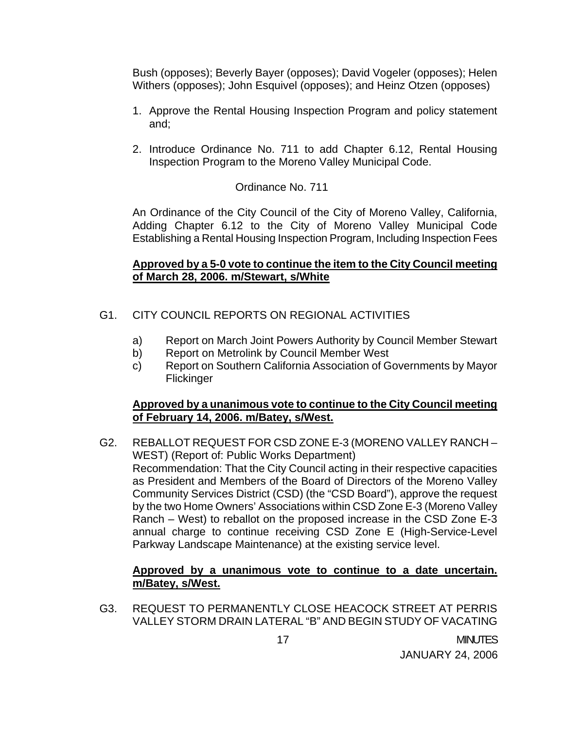Bush (opposes); Beverly Bayer (opposes); David Vogeler (opposes); Helen Withers (opposes); John Esquivel (opposes); and Heinz Otzen (opposes)

1. Approve the Rental Housing Inspection Program and policy statement and;

2. Introduce Ordinance No. 711 to add Chapter 6.12, Rental Housing Inspection Program to the Moreno Valley Municipal Code.

Ordinance No. 711

An Ordinance of the City Council of the City of Moreno Valley, California, Adding Chapter 6.12 to the City of Moreno Valley Municipal Code Establishing a Rental Housing Inspection Program, Including Inspection Fees

**Approved by a 5-0 vote to continue the item to the City Council meeting of March 28, 2006. m/Stewart, s/White**

G1. CITY COUNCIL REPORTS ON REGIONAL ACTIVITIES

a) Report on March Joint Powers Authority by Council Member Stewart
b) Report on Metrolink by Council Member West
c) Report on Southern California Association of Governments by Mayor Flickinger

**Approved by a unanimous vote to continue to the City Council meeting of February 14, 2006. m/Batey, s/West.**

G2. REBALLOT REQUEST FOR CSD ZONE E-3 (MORENO VALLEY RANCH – WEST) (Report of: Public Works Department)
Recommendation: That the City Council acting in their respective capacities as President and Members of the Board of Directors of the Moreno Valley Community Services District (CSD) (the "CSD Board"), approve the request by the two Home Owners' Associations within CSD Zone E-3 (Moreno Valley Ranch – West) to reballot on the proposed increase in the CSD Zone E-3 annual charge to continue receiving CSD Zone E (High-Service-Level Parkway Landscape Maintenance) at the existing service level.

**Approved by a unanimous vote to continue to a date uncertain. m/Batey, s/West.**

G3. REQUEST TO PERMANENTLY CLOSE HEACOCK STREET AT PERRIS VALLEY STORM DRAIN LATERAL "B" AND BEGIN STUDY OF VACATING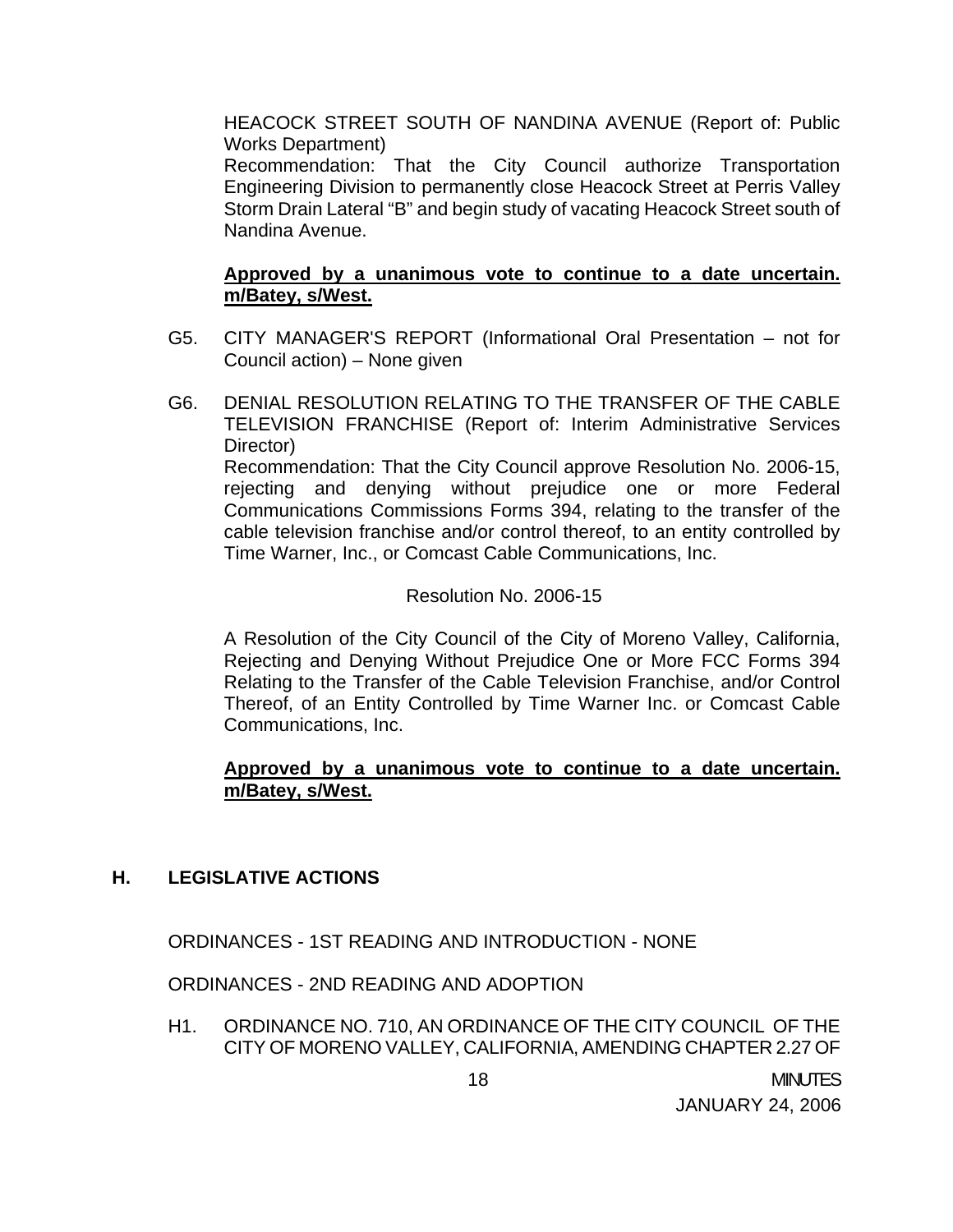HEACOCK STREET SOUTH OF NANDINA AVENUE (Report of: Public Works Department)

Recommendation: That the City Council authorize Transportation Engineering Division to permanently close Heacock Street at Perris Valley Storm Drain Lateral "B" and begin study of vacating Heacock Street south of Nandina Avenue.

**Approved by a unanimous vote to continue to a date uncertain. m/Batey, s/West.**

G5. CITY MANAGER'S REPORT (Informational Oral Presentation – not for Council action) – None given

G6. DENIAL RESOLUTION RELATING TO THE TRANSFER OF THE CABLE TELEVISION FRANCHISE (Report of: Interim Administrative Services Director)

Recommendation: That the City Council approve Resolution No. 2006-15, rejecting and denying without prejudice one or more Federal Communications Commissions Forms 394, relating to the transfer of the cable television franchise and/or control thereof, to an entity controlled by Time Warner, Inc., or Comcast Cable Communications, Inc.

Resolution No. 2006-15

A Resolution of the City Council of the City of Moreno Valley, California, Rejecting and Denying Without Prejudice One or More FCC Forms 394 Relating to the Transfer of the Cable Television Franchise, and/or Control Thereof, of an Entity Controlled by Time Warner Inc. or Comcast Cable Communications, Inc.

**Approved by a unanimous vote to continue to a date uncertain. m/Batey, s/West.**

## H. LEGISLATIVE ACTIONS

ORDINANCES - 1ST READING AND INTRODUCTION - NONE

ORDINANCES - 2ND READING AND ADOPTION

H1. ORDINANCE NO. 710, AN ORDINANCE OF THE CITY COUNCIL OF THE CITY OF MORENO VALLEY, CALIFORNIA, AMENDING CHAPTER 2.27 OF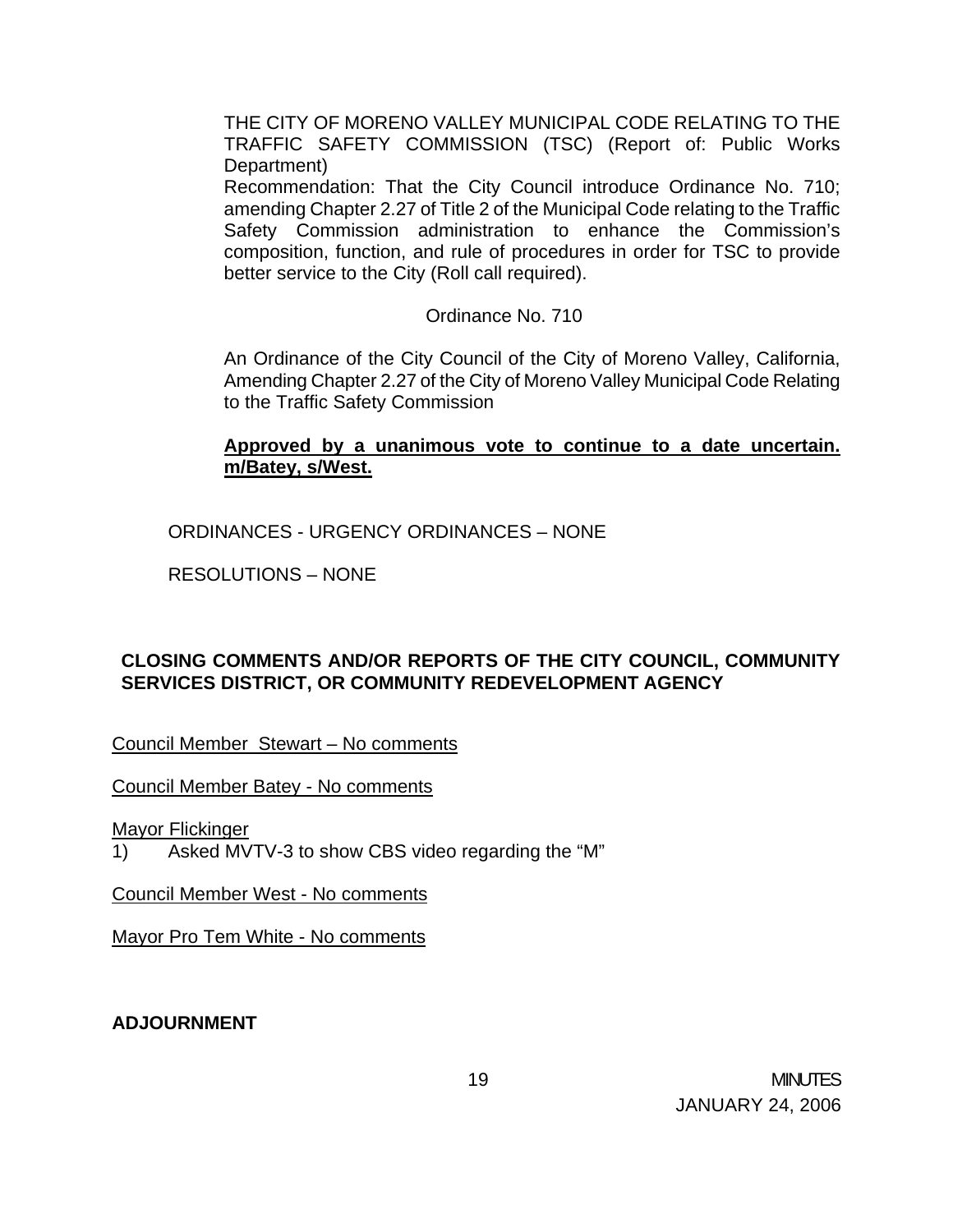THE CITY OF MORENO VALLEY MUNICIPAL CODE RELATING TO THE TRAFFIC SAFETY COMMISSION (TSC) (Report of: Public Works Department)
Recommendation: That the City Council introduce Ordinance No. 710; amending Chapter 2.27 of Title 2 of the Municipal Code relating to the Traffic Safety Commission administration to enhance the Commission's composition, function, and rule of procedures in order for TSC to provide better service to the City (Roll call required).

Ordinance No. 710

An Ordinance of the City Council of the City of Moreno Valley, California, Amending Chapter 2.27 of the City of Moreno Valley Municipal Code Relating to the Traffic Safety Commission

**Approved by a unanimous vote to continue to a date uncertain. m/Batey, s/West.**

ORDINANCES - URGENCY ORDINANCES – NONE

RESOLUTIONS – NONE

**CLOSING COMMENTS AND/OR REPORTS OF THE CITY COUNCIL, COMMUNITY SERVICES DISTRICT, OR COMMUNITY REDEVELOPMENT AGENCY**

Council Member Stewart – No comments

Council Member Batey - No comments

Mayor Flickinger

1) Asked MVTV-3 to show CBS video regarding the "M"

Council Member West - No comments

Mayor Pro Tem White - No comments

**ADJOURNMENT**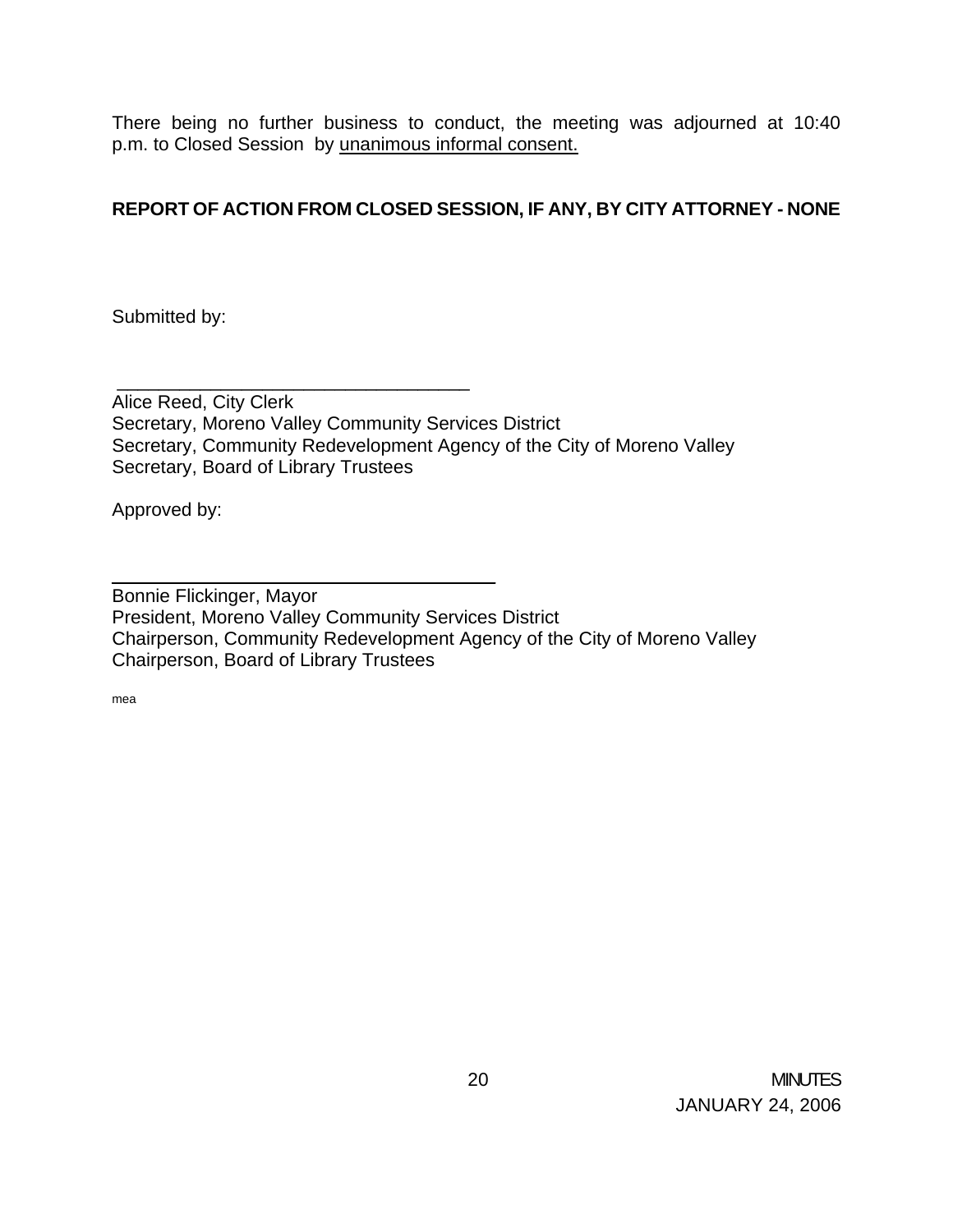There being no further business to conduct, the meeting was adjourned at 10:40 p.m. to Closed Session by unanimous informal consent.

**REPORT OF ACTION FROM CLOSED SESSION, IF ANY, BY CITY ATTORNEY - NONE**

Submitted by:

\_\_\_\_\_\_\_\_\_\_\_\_\_\_\_\_\_\_\_\_\_\_\_\_\_\_\_\_\_\_\_\_\_\_\_

Alice Reed, City Clerk
Secretary, Moreno Valley Community Services District
Secretary, Community Redevelopment Agency of the City of Moreno Valley
Secretary, Board of Library Trustees

Approved by:

\_\_\_\_\_\_\_\_\_\_\_\_\_\_\_\_\_\_\_\_\_\_\_\_\_\_\_\_\_\_\_\_\_\_\_

Bonnie Flickinger, Mayor
President, Moreno Valley Community Services District
Chairperson, Community Redevelopment Agency of the City of Moreno Valley
Chairperson, Board of Library Trustees

mea